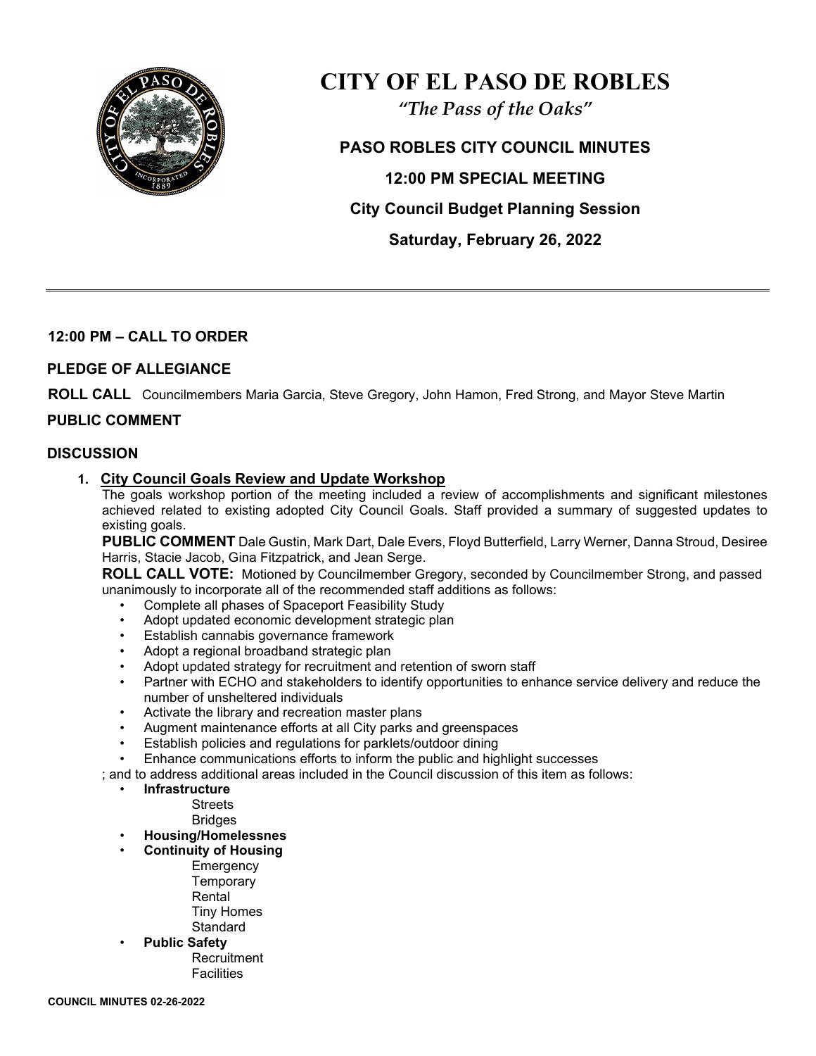# CITY OF EL PASO DE ROBLES

*"The Pass of the Oaks"*

## PASO ROBLES CITY COUNCIL MINUTES

## 12:00 PM SPECIAL MEETING

## City Council Budget Planning Session

## Saturday, February 26, 2022

---

### 12:00 PM – CALL TO ORDER

### PLEDGE OF ALLEGIANCE

**ROLL CALL** Councilmembers Maria Garcia, Steve Gregory, John Hamon, Fred Strong, and Mayor Steve Martin

### PUBLIC COMMENT

### DISCUSSION

1. **City Council Goals Review and Update Workshop**

   The goals workshop portion of the meeting included a review of accomplishments and significant milestones achieved related to existing adopted City Council Goals. Staff provided a summary of suggested updates to existing goals.

   **PUBLIC COMMENT** Dale Gustin, Mark Dart, Dale Evers, Floyd Butterfield, Larry Werner, Danna Stroud, Desiree Harris, Stacie Jacob, Gina Fitzpatrick, and Jean Serge.

   **ROLL CALL VOTE:** Motioned by Councilmember Gregory, seconded by Councilmember Strong, and passed unanimously to incorporate all of the recommended staff additions as follows:

   - Complete all phases of Spaceport Feasibility Study
   - Adopt updated economic development strategic plan
   - Establish cannabis governance framework
   - Adopt a regional broadband strategic plan
   - Adopt updated strategy for recruitment and retention of sworn staff
   - Partner with ECHO and stakeholders to identify opportunities to enhance service delivery and reduce the number of unsheltered individuals
   - Activate the library and recreation master plans
   - Augment maintenance efforts at all City parks and greenspaces
   - Establish policies and regulations for parklets/outdoor dining
   - Enhance communications efforts to inform the public and highlight successes

   ; and to address additional areas included in the Council discussion of this item as follows:

   - **Infrastructure**
     - Streets
     - Bridges
   - **Housing/Homelessnes**
   - **Continuity of Housing**
     - Emergency
     - Temporary
     - Rental
     - Tiny Homes
     - Standard
   - **Public Safety**
     - Recruitment
     - Facilities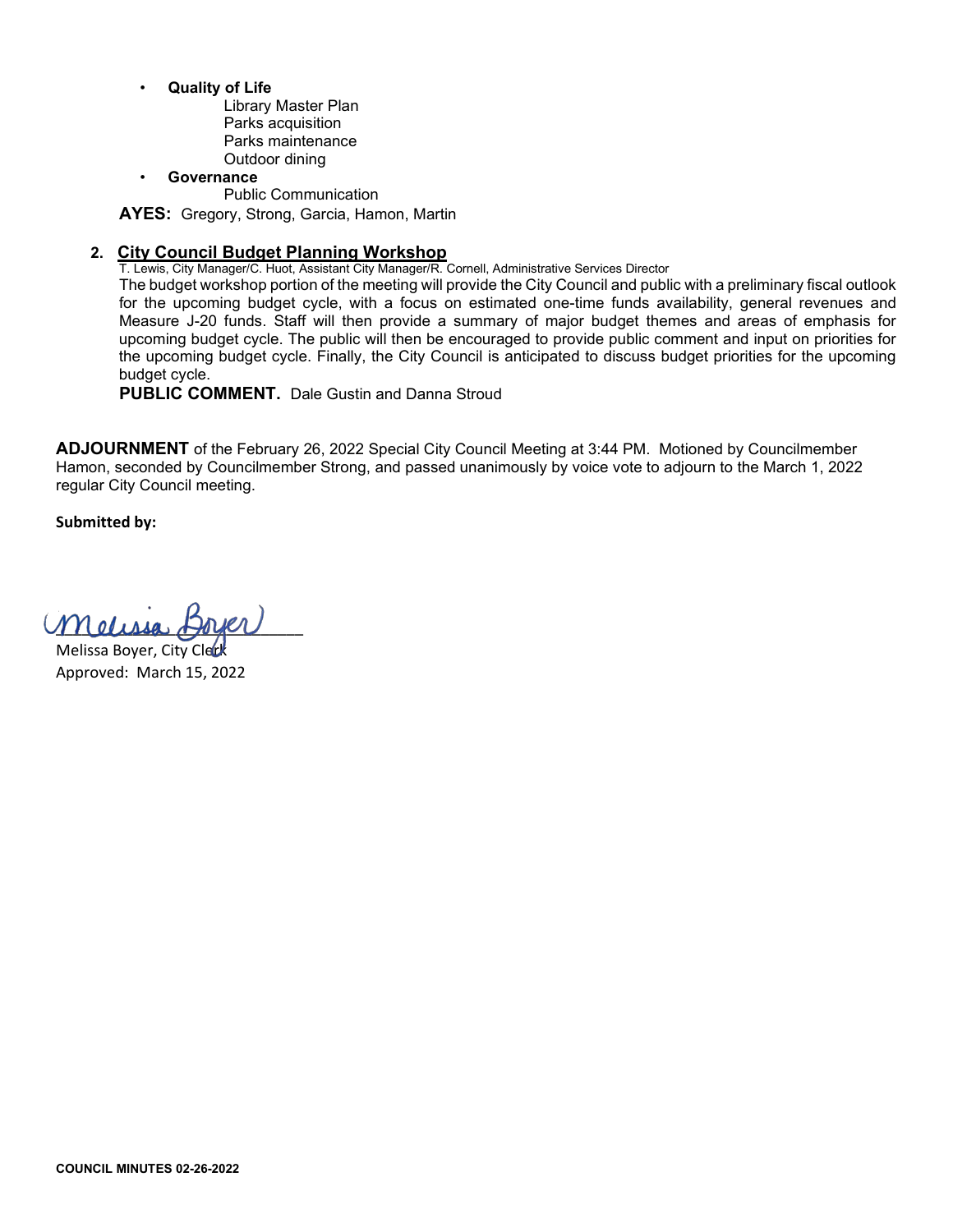- **Quality of Life**
  - Library Master Plan
  - Parks acquisition
  - Parks maintenance
  - Outdoor dining
- **Governance**
  - Public Communication

**AYES:** Gregory, Strong, Garcia, Hamon, Martin

2. **City Council Budget Planning Workshop**

T. Lewis, City Manager/C. Huot, Assistant City Manager/R. Cornell, Administrative Services Director

The budget workshop portion of the meeting will provide the City Council and public with a preliminary fiscal outlook for the upcoming budget cycle, with a focus on estimated one-time funds availability, general revenues and Measure J-20 funds. Staff will then provide a summary of major budget themes and areas of emphasis for upcoming budget cycle. The public will then be encouraged to provide public comment and input on priorities for the upcoming budget cycle. Finally, the City Council is anticipated to discuss budget priorities for the upcoming budget cycle.

**PUBLIC COMMENT.** Dale Gustin and Danna Stroud

**ADJOURNMENT** of the February 26, 2022 Special City Council Meeting at 3:44 PM. Motioned by Councilmember Hamon, seconded by Councilmember Strong, and passed unanimously by voice vote to adjourn to the March 1, 2022 regular City Council meeting.

**Submitted by:**

Melissa Boyer

Melissa Boyer, City Clerk
Approved: March 15, 2022